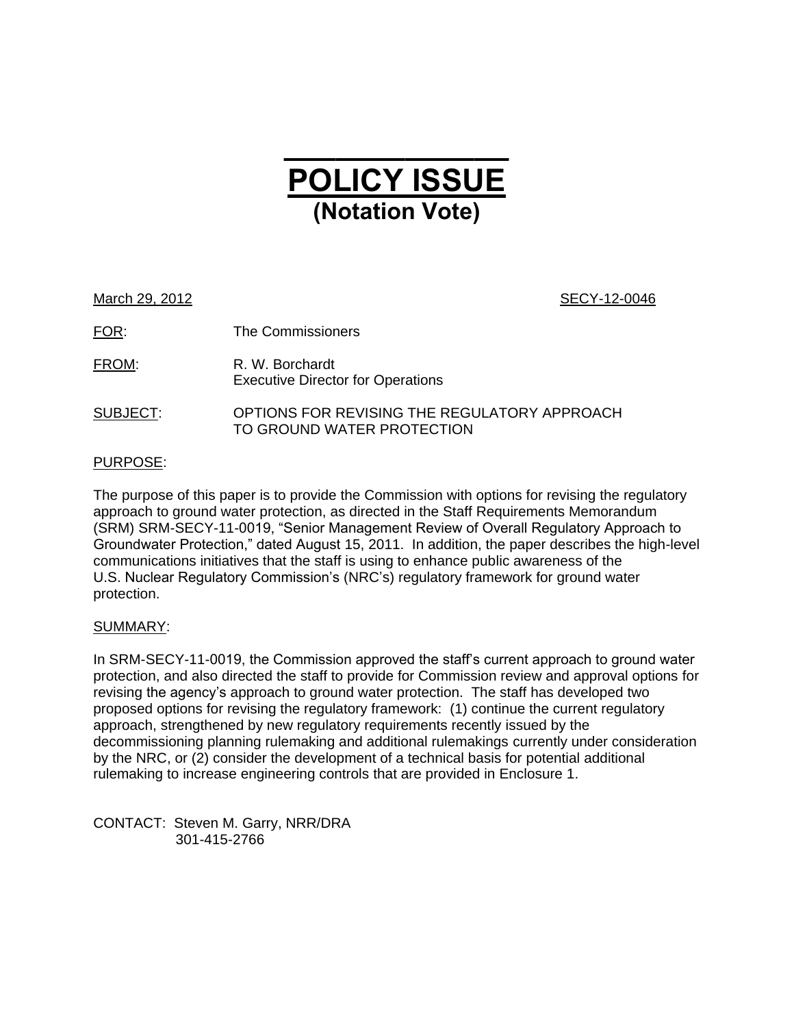# POLICY ISSUE
## (Notation Vote)

March 29, 2012 SECY-12-0046

FOR: The Commissioners

FROM: R. W. Borchardt
Executive Director for Operations

SUBJECT: OPTIONS FOR REVISING THE REGULATORY APPROACH TO GROUND WATER PROTECTION

PURPOSE:

The purpose of this paper is to provide the Commission with options for revising the regulatory approach to ground water protection, as directed in the Staff Requirements Memorandum (SRM) SRM-SECY-11-0019, "Senior Management Review of Overall Regulatory Approach to Groundwater Protection," dated August 15, 2011. In addition, the paper describes the high-level communications initiatives that the staff is using to enhance public awareness of the U.S. Nuclear Regulatory Commission's (NRC's) regulatory framework for ground water protection.

SUMMARY:

In SRM-SECY-11-0019, the Commission approved the staff's current approach to ground water protection, and also directed the staff to provide for Commission review and approval options for revising the agency's approach to ground water protection. The staff has developed two proposed options for revising the regulatory framework: (1) continue the current regulatory approach, strengthened by new regulatory requirements recently issued by the decommissioning planning rulemaking and additional rulemakings currently under consideration by the NRC, or (2) consider the development of a technical basis for potential additional rulemaking to increase engineering controls that are provided in Enclosure 1.

CONTACT: Steven M. Garry, NRR/DRA
301-415-2766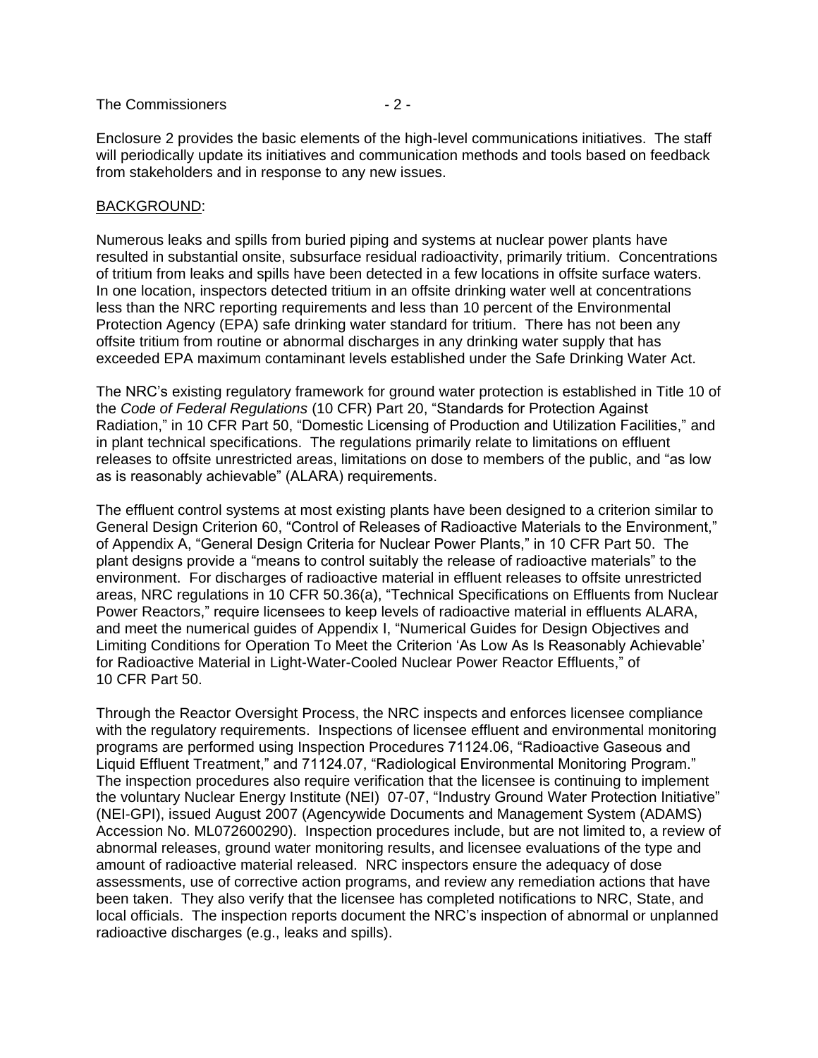Enclosure 2 provides the basic elements of the high-level communications initiatives. The staff will periodically update its initiatives and communication methods and tools based on feedback from stakeholders and in response to any new issues.

BACKGROUND:

Numerous leaks and spills from buried piping and systems at nuclear power plants have resulted in substantial onsite, subsurface residual radioactivity, primarily tritium. Concentrations of tritium from leaks and spills have been detected in a few locations in offsite surface waters. In one location, inspectors detected tritium in an offsite drinking water well at concentrations less than the NRC reporting requirements and less than 10 percent of the Environmental Protection Agency (EPA) safe drinking water standard for tritium. There has not been any offsite tritium from routine or abnormal discharges in any drinking water supply that has exceeded EPA maximum contaminant levels established under the Safe Drinking Water Act.

The NRC's existing regulatory framework for ground water protection is established in Title 10 of the *Code of Federal Regulations* (10 CFR) Part 20, "Standards for Protection Against Radiation," in 10 CFR Part 50, "Domestic Licensing of Production and Utilization Facilities," and in plant technical specifications. The regulations primarily relate to limitations on effluent releases to offsite unrestricted areas, limitations on dose to members of the public, and "as low as is reasonably achievable" (ALARA) requirements.

The effluent control systems at most existing plants have been designed to a criterion similar to General Design Criterion 60, "Control of Releases of Radioactive Materials to the Environment," of Appendix A, "General Design Criteria for Nuclear Power Plants," in 10 CFR Part 50. The plant designs provide a "means to control suitably the release of radioactive materials" to the environment. For discharges of radioactive material in effluent releases to offsite unrestricted areas, NRC regulations in 10 CFR 50.36(a), "Technical Specifications on Effluents from Nuclear Power Reactors," require licensees to keep levels of radioactive material in effluents ALARA, and meet the numerical guides of Appendix I, "Numerical Guides for Design Objectives and Limiting Conditions for Operation To Meet the Criterion 'As Low As Is Reasonably Achievable' for Radioactive Material in Light-Water-Cooled Nuclear Power Reactor Effluents," of 10 CFR Part 50.

Through the Reactor Oversight Process, the NRC inspects and enforces licensee compliance with the regulatory requirements. Inspections of licensee effluent and environmental monitoring programs are performed using Inspection Procedures 71124.06, "Radioactive Gaseous and Liquid Effluent Treatment," and 71124.07, "Radiological Environmental Monitoring Program." The inspection procedures also require verification that the licensee is continuing to implement the voluntary Nuclear Energy Institute (NEI) 07-07, "Industry Ground Water Protection Initiative" (NEI-GPI), issued August 2007 (Agencywide Documents and Management System (ADAMS) Accession No. ML072600290). Inspection procedures include, but are not limited to, a review of abnormal releases, ground water monitoring results, and licensee evaluations of the type and amount of radioactive material released. NRC inspectors ensure the adequacy of dose assessments, use of corrective action programs, and review any remediation actions that have been taken. They also verify that the licensee has completed notifications to NRC, State, and local officials. The inspection reports document the NRC's inspection of abnormal or unplanned radioactive discharges (e.g., leaks and spills).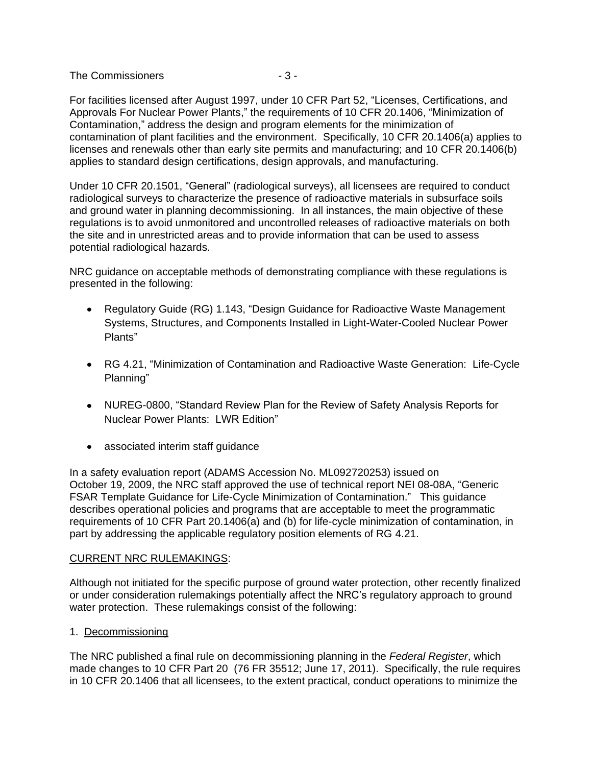For facilities licensed after August 1997, under 10 CFR Part 52, "Licenses, Certifications, and Approvals For Nuclear Power Plants," the requirements of 10 CFR 20.1406, "Minimization of Contamination," address the design and program elements for the minimization of contamination of plant facilities and the environment. Specifically, 10 CFR 20.1406(a) applies to licenses and renewals other than early site permits and manufacturing; and 10 CFR 20.1406(b) applies to standard design certifications, design approvals, and manufacturing.

Under 10 CFR 20.1501, "General" (radiological surveys), all licensees are required to conduct radiological surveys to characterize the presence of radioactive materials in subsurface soils and ground water in planning decommissioning. In all instances, the main objective of these regulations is to avoid unmonitored and uncontrolled releases of radioactive materials on both the site and in unrestricted areas and to provide information that can be used to assess potential radiological hazards.

NRC guidance on acceptable methods of demonstrating compliance with these regulations is presented in the following:

- Regulatory Guide (RG) 1.143, "Design Guidance for Radioactive Waste Management Systems, Structures, and Components Installed in Light-Water-Cooled Nuclear Power Plants"
- RG 4.21, "Minimization of Contamination and Radioactive Waste Generation: Life-Cycle Planning"
- NUREG-0800, "Standard Review Plan for the Review of Safety Analysis Reports for Nuclear Power Plants: LWR Edition"
- associated interim staff guidance

In a safety evaluation report (ADAMS Accession No. ML092720253) issued on October 19, 2009, the NRC staff approved the use of technical report NEI 08-08A, "Generic FSAR Template Guidance for Life-Cycle Minimization of Contamination." This guidance describes operational policies and programs that are acceptable to meet the programmatic requirements of 10 CFR Part 20.1406(a) and (b) for life-cycle minimization of contamination, in part by addressing the applicable regulatory position elements of RG 4.21.

CURRENT NRC RULEMAKINGS:

Although not initiated for the specific purpose of ground water protection, other recently finalized or under consideration rulemakings potentially affect the NRC's regulatory approach to ground water protection. These rulemakings consist of the following:

1. Decommissioning

The NRC published a final rule on decommissioning planning in the *Federal Register*, which made changes to 10 CFR Part 20 (76 FR 35512; June 17, 2011). Specifically, the rule requires in 10 CFR 20.1406 that all licensees, to the extent practical, conduct operations to minimize the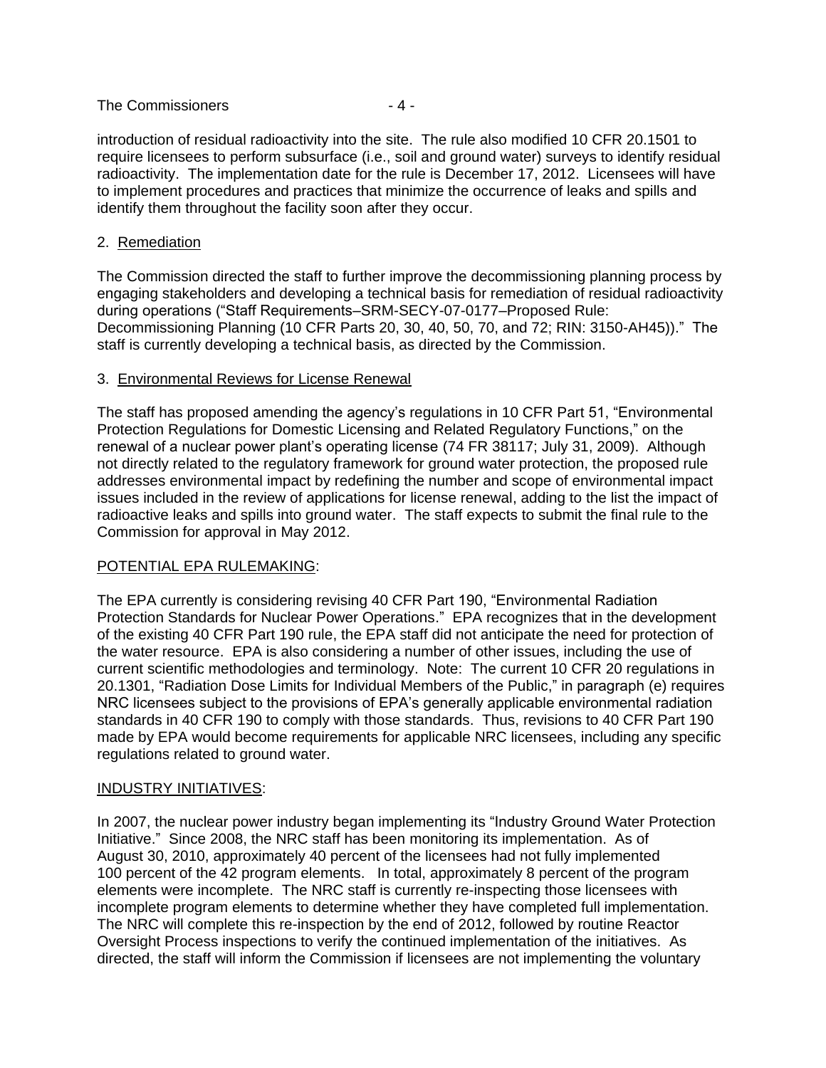introduction of residual radioactivity into the site. The rule also modified 10 CFR 20.1501 to require licensees to perform subsurface (i.e., soil and ground water) surveys to identify residual radioactivity. The implementation date for the rule is December 17, 2012. Licensees will have to implement procedures and practices that minimize the occurrence of leaks and spills and identify them throughout the facility soon after they occur.

2. Remediation

The Commission directed the staff to further improve the decommissioning planning process by engaging stakeholders and developing a technical basis for remediation of residual radioactivity during operations ("Staff Requirements–SRM-SECY-07-0177–Proposed Rule: Decommissioning Planning (10 CFR Parts 20, 30, 40, 50, 70, and 72; RIN: 3150-AH45))." The staff is currently developing a technical basis, as directed by the Commission.

3. Environmental Reviews for License Renewal

The staff has proposed amending the agency's regulations in 10 CFR Part 51, "Environmental Protection Regulations for Domestic Licensing and Related Regulatory Functions," on the renewal of a nuclear power plant's operating license (74 FR 38117; July 31, 2009). Although not directly related to the regulatory framework for ground water protection, the proposed rule addresses environmental impact by redefining the number and scope of environmental impact issues included in the review of applications for license renewal, adding to the list the impact of radioactive leaks and spills into ground water. The staff expects to submit the final rule to the Commission for approval in May 2012.

POTENTIAL EPA RULEMAKING:

The EPA currently is considering revising 40 CFR Part 190, "Environmental Radiation Protection Standards for Nuclear Power Operations." EPA recognizes that in the development of the existing 40 CFR Part 190 rule, the EPA staff did not anticipate the need for protection of the water resource. EPA is also considering a number of other issues, including the use of current scientific methodologies and terminology. Note: The current 10 CFR 20 regulations in 20.1301, "Radiation Dose Limits for Individual Members of the Public," in paragraph (e) requires NRC licensees subject to the provisions of EPA's generally applicable environmental radiation standards in 40 CFR 190 to comply with those standards. Thus, revisions to 40 CFR Part 190 made by EPA would become requirements for applicable NRC licensees, including any specific regulations related to ground water.

INDUSTRY INITIATIVES:

In 2007, the nuclear power industry began implementing its "Industry Ground Water Protection Initiative." Since 2008, the NRC staff has been monitoring its implementation. As of August 30, 2010, approximately 40 percent of the licensees had not fully implemented 100 percent of the 42 program elements. In total, approximately 8 percent of the program elements were incomplete. The NRC staff is currently re-inspecting those licensees with incomplete program elements to determine whether they have completed full implementation. The NRC will complete this re-inspection by the end of 2012, followed by routine Reactor Oversight Process inspections to verify the continued implementation of the initiatives. As directed, the staff will inform the Commission if licensees are not implementing the voluntary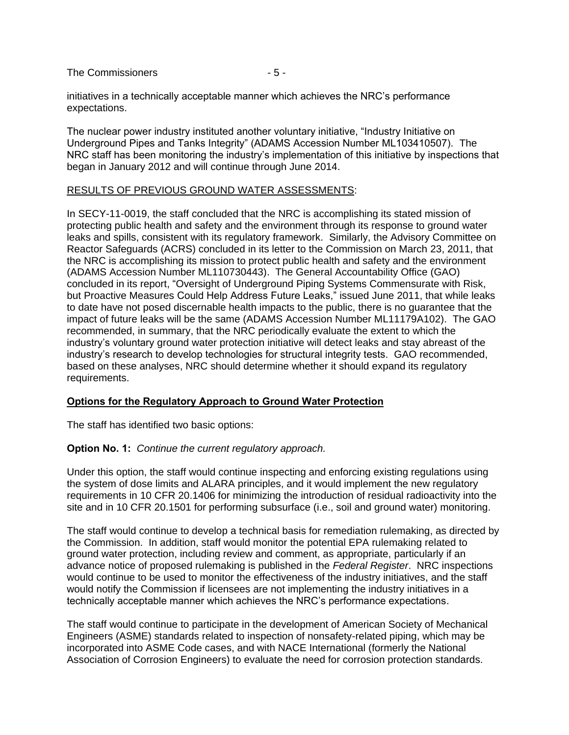initiatives in a technically acceptable manner which achieves the NRC's performance expectations.

The nuclear power industry instituted another voluntary initiative, "Industry Initiative on Underground Pipes and Tanks Integrity" (ADAMS Accession Number ML103410507). The NRC staff has been monitoring the industry's implementation of this initiative by inspections that began in January 2012 and will continue through June 2014.

RESULTS OF PREVIOUS GROUND WATER ASSESSMENTS:

In SECY-11-0019, the staff concluded that the NRC is accomplishing its stated mission of protecting public health and safety and the environment through its response to ground water leaks and spills, consistent with its regulatory framework. Similarly, the Advisory Committee on Reactor Safeguards (ACRS) concluded in its letter to the Commission on March 23, 2011, that the NRC is accomplishing its mission to protect public health and safety and the environment (ADAMS Accession Number ML110730443). The General Accountability Office (GAO) concluded in its report, "Oversight of Underground Piping Systems Commensurate with Risk, but Proactive Measures Could Help Address Future Leaks," issued June 2011, that while leaks to date have not posed discernable health impacts to the public, there is no guarantee that the impact of future leaks will be the same (ADAMS Accession Number ML11179A102). The GAO recommended, in summary, that the NRC periodically evaluate the extent to which the industry's voluntary ground water protection initiative will detect leaks and stay abreast of the industry's research to develop technologies for structural integrity tests. GAO recommended, based on these analyses, NRC should determine whether it should expand its regulatory requirements.

**Options for the Regulatory Approach to Ground Water Protection**

The staff has identified two basic options:

**Option No. 1:** *Continue the current regulatory approach.*

Under this option, the staff would continue inspecting and enforcing existing regulations using the system of dose limits and ALARA principles, and it would implement the new regulatory requirements in 10 CFR 20.1406 for minimizing the introduction of residual radioactivity into the site and in 10 CFR 20.1501 for performing subsurface (i.e., soil and ground water) monitoring.

The staff would continue to develop a technical basis for remediation rulemaking, as directed by the Commission. In addition, staff would monitor the potential EPA rulemaking related to ground water protection, including review and comment, as appropriate, particularly if an advance notice of proposed rulemaking is published in the *Federal Register*. NRC inspections would continue to be used to monitor the effectiveness of the industry initiatives, and the staff would notify the Commission if licensees are not implementing the industry initiatives in a technically acceptable manner which achieves the NRC's performance expectations.

The staff would continue to participate in the development of American Society of Mechanical Engineers (ASME) standards related to inspection of nonsafety-related piping, which may be incorporated into ASME Code cases, and with NACE International (formerly the National Association of Corrosion Engineers) to evaluate the need for corrosion protection standards.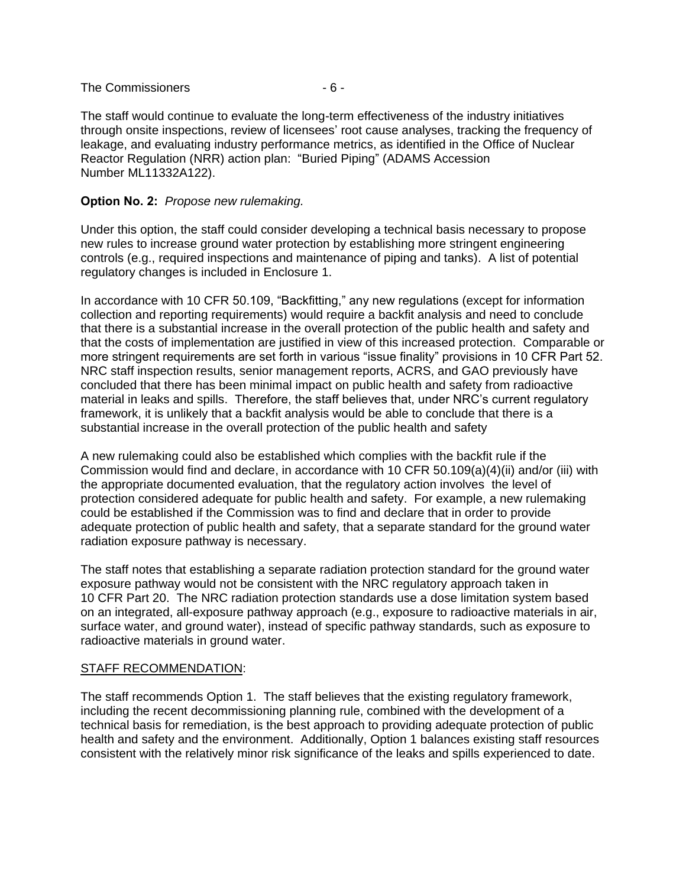The staff would continue to evaluate the long-term effectiveness of the industry initiatives through onsite inspections, review of licensees' root cause analyses, tracking the frequency of leakage, and evaluating industry performance metrics, as identified in the Office of Nuclear Reactor Regulation (NRR) action plan: "Buried Piping" (ADAMS Accession Number ML11332A122).

**Option No. 2:** *Propose new rulemaking.*

Under this option, the staff could consider developing a technical basis necessary to propose new rules to increase ground water protection by establishing more stringent engineering controls (e.g., required inspections and maintenance of piping and tanks). A list of potential regulatory changes is included in Enclosure 1.

In accordance with 10 CFR 50.109, "Backfitting," any new regulations (except for information collection and reporting requirements) would require a backfit analysis and need to conclude that there is a substantial increase in the overall protection of the public health and safety and that the costs of implementation are justified in view of this increased protection. Comparable or more stringent requirements are set forth in various "issue finality" provisions in 10 CFR Part 52. NRC staff inspection results, senior management reports, ACRS, and GAO previously have concluded that there has been minimal impact on public health and safety from radioactive material in leaks and spills. Therefore, the staff believes that, under NRC's current regulatory framework, it is unlikely that a backfit analysis would be able to conclude that there is a substantial increase in the overall protection of the public health and safety

A new rulemaking could also be established which complies with the backfit rule if the Commission would find and declare, in accordance with 10 CFR 50.109(a)(4)(ii) and/or (iii) with the appropriate documented evaluation, that the regulatory action involves the level of protection considered adequate for public health and safety. For example, a new rulemaking could be established if the Commission was to find and declare that in order to provide adequate protection of public health and safety, that a separate standard for the ground water radiation exposure pathway is necessary.

The staff notes that establishing a separate radiation protection standard for the ground water exposure pathway would not be consistent with the NRC regulatory approach taken in 10 CFR Part 20. The NRC radiation protection standards use a dose limitation system based on an integrated, all-exposure pathway approach (e.g., exposure to radioactive materials in air, surface water, and ground water), instead of specific pathway standards, such as exposure to radioactive materials in ground water.

STAFF RECOMMENDATION:

The staff recommends Option 1. The staff believes that the existing regulatory framework, including the recent decommissioning planning rule, combined with the development of a technical basis for remediation, is the best approach to providing adequate protection of public health and safety and the environment. Additionally, Option 1 balances existing staff resources consistent with the relatively minor risk significance of the leaks and spills experienced to date.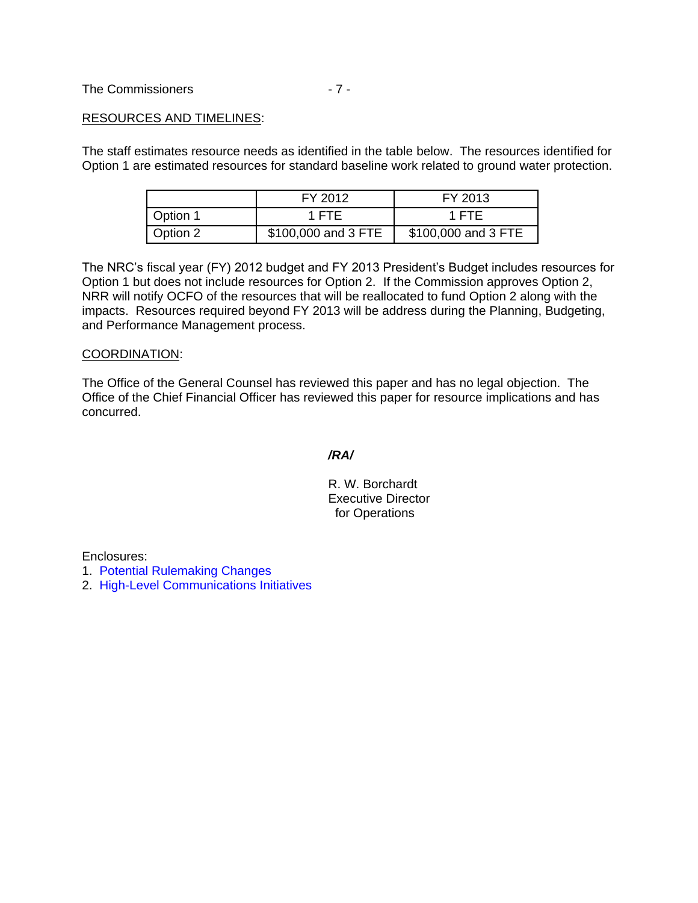RESOURCES AND TIMELINES:

The staff estimates resource needs as identified in the table below. The resources identified for Option 1 are estimated resources for standard baseline work related to ground water protection.

| | FY 2012 | FY 2013 |
|---|---|---|
| Option 1 | 1 FTE | 1 FTE |
| Option 2 | $100,000 and 3 FTE | $100,000 and 3 FTE |

The NRC's fiscal year (FY) 2012 budget and FY 2013 President's Budget includes resources for Option 1 but does not include resources for Option 2. If the Commission approves Option 2, NRR will notify OCFO of the resources that will be reallocated to fund Option 2 along with the impacts. Resources required beyond FY 2013 will be address during the Planning, Budgeting, and Performance Management process.

COORDINATION:

The Office of the General Counsel has reviewed this paper and has no legal objection. The Office of the Chief Financial Officer has reviewed this paper for resource implications and has concurred.

***/RA/***

R. W. Borchardt
Executive Director
for Operations

Enclosures:
1. Potential Rulemaking Changes
2. High-Level Communications Initiatives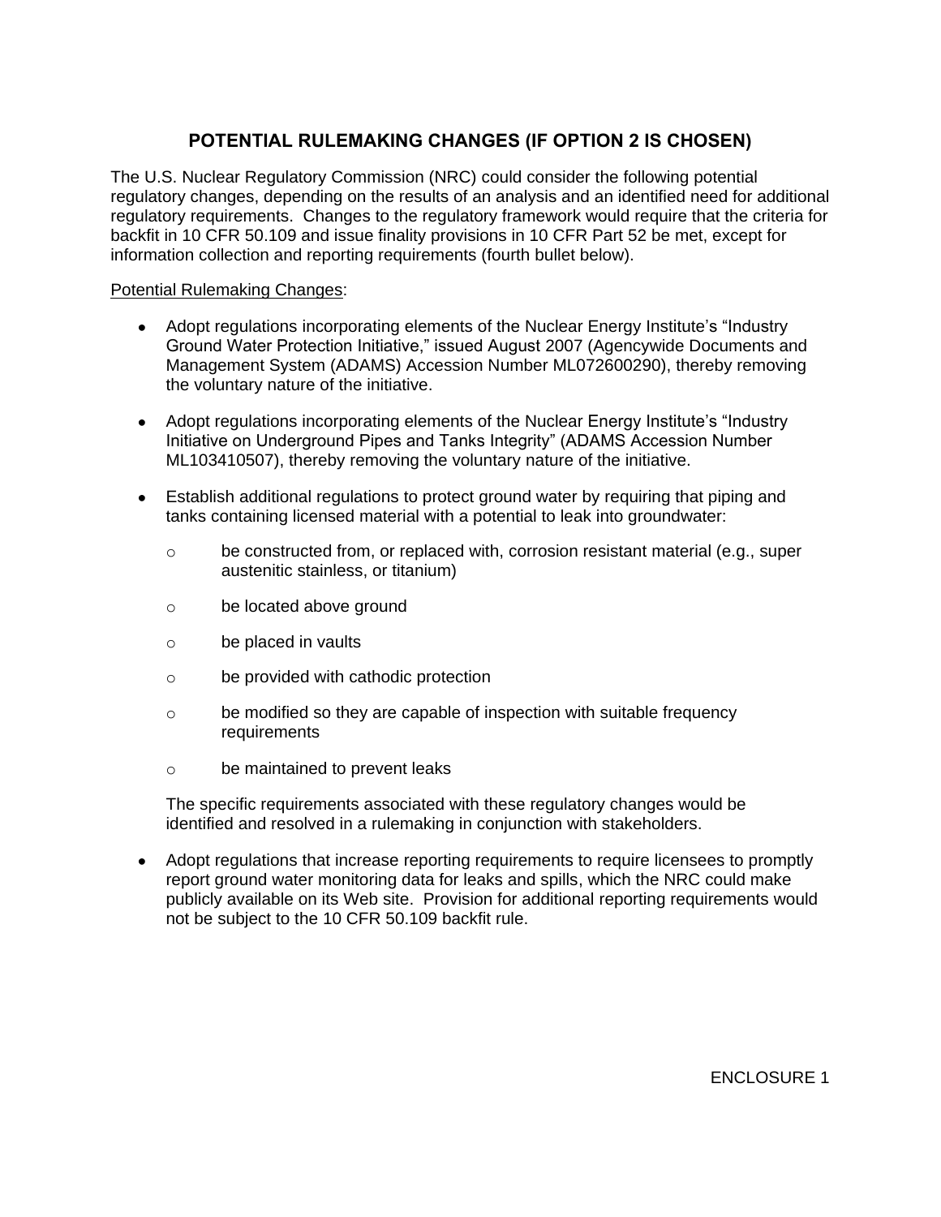## POTENTIAL RULEMAKING CHANGES (IF OPTION 2 IS CHOSEN)

The U.S. Nuclear Regulatory Commission (NRC) could consider the following potential regulatory changes, depending on the results of an analysis and an identified need for additional regulatory requirements. Changes to the regulatory framework would require that the criteria for backfit in 10 CFR 50.109 and issue finality provisions in 10 CFR Part 52 be met, except for information collection and reporting requirements (fourth bullet below).

Potential Rulemaking Changes:

- Adopt regulations incorporating elements of the Nuclear Energy Institute's "Industry Ground Water Protection Initiative," issued August 2007 (Agencywide Documents and Management System (ADAMS) Accession Number ML072600290), thereby removing the voluntary nature of the initiative.

- Adopt regulations incorporating elements of the Nuclear Energy Institute's "Industry Initiative on Underground Pipes and Tanks Integrity" (ADAMS Accession Number ML103410507), thereby removing the voluntary nature of the initiative.

- Establish additional regulations to protect ground water by requiring that piping and tanks containing licensed material with a potential to leak into groundwater:

    - be constructed from, or replaced with, corrosion resistant material (e.g., super austenitic stainless, or titanium)
    - be located above ground
    - be placed in vaults
    - be provided with cathodic protection
    - be modified so they are capable of inspection with suitable frequency requirements
    - be maintained to prevent leaks

    The specific requirements associated with these regulatory changes would be identified and resolved in a rulemaking in conjunction with stakeholders.

- Adopt regulations that increase reporting requirements to require licensees to promptly report ground water monitoring data for leaks and spills, which the NRC could make publicly available on its Web site. Provision for additional reporting requirements would not be subject to the 10 CFR 50.109 backfit rule.

ENCLOSURE 1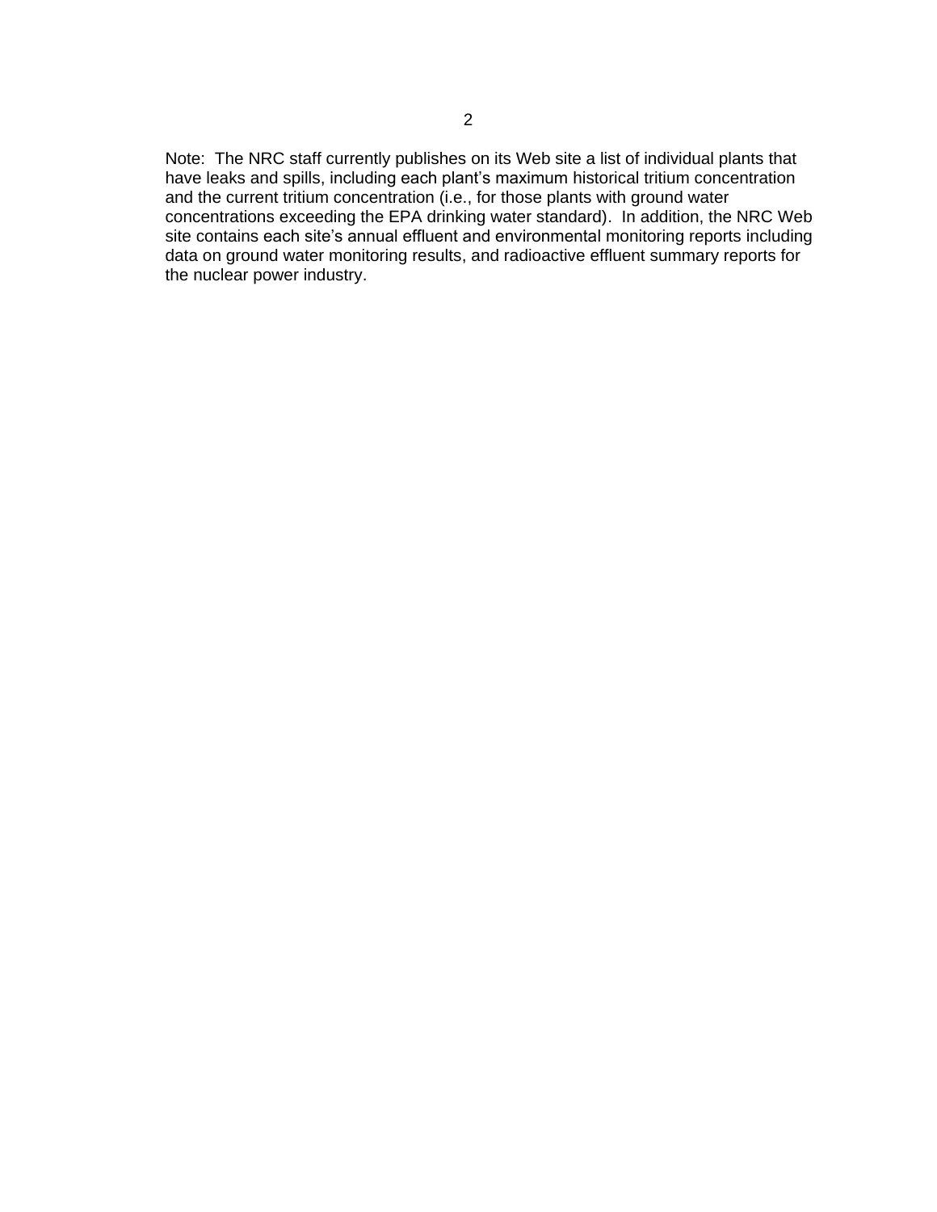Note:  The NRC staff currently publishes on its Web site a list of individual plants that have leaks and spills, including each plant's maximum historical tritium concentration and the current tritium concentration (i.e., for those plants with ground water concentrations exceeding the EPA drinking water standard).  In addition, the NRC Web site contains each site's annual effluent and environmental monitoring reports including data on ground water monitoring results, and radioactive effluent summary reports for the nuclear power industry.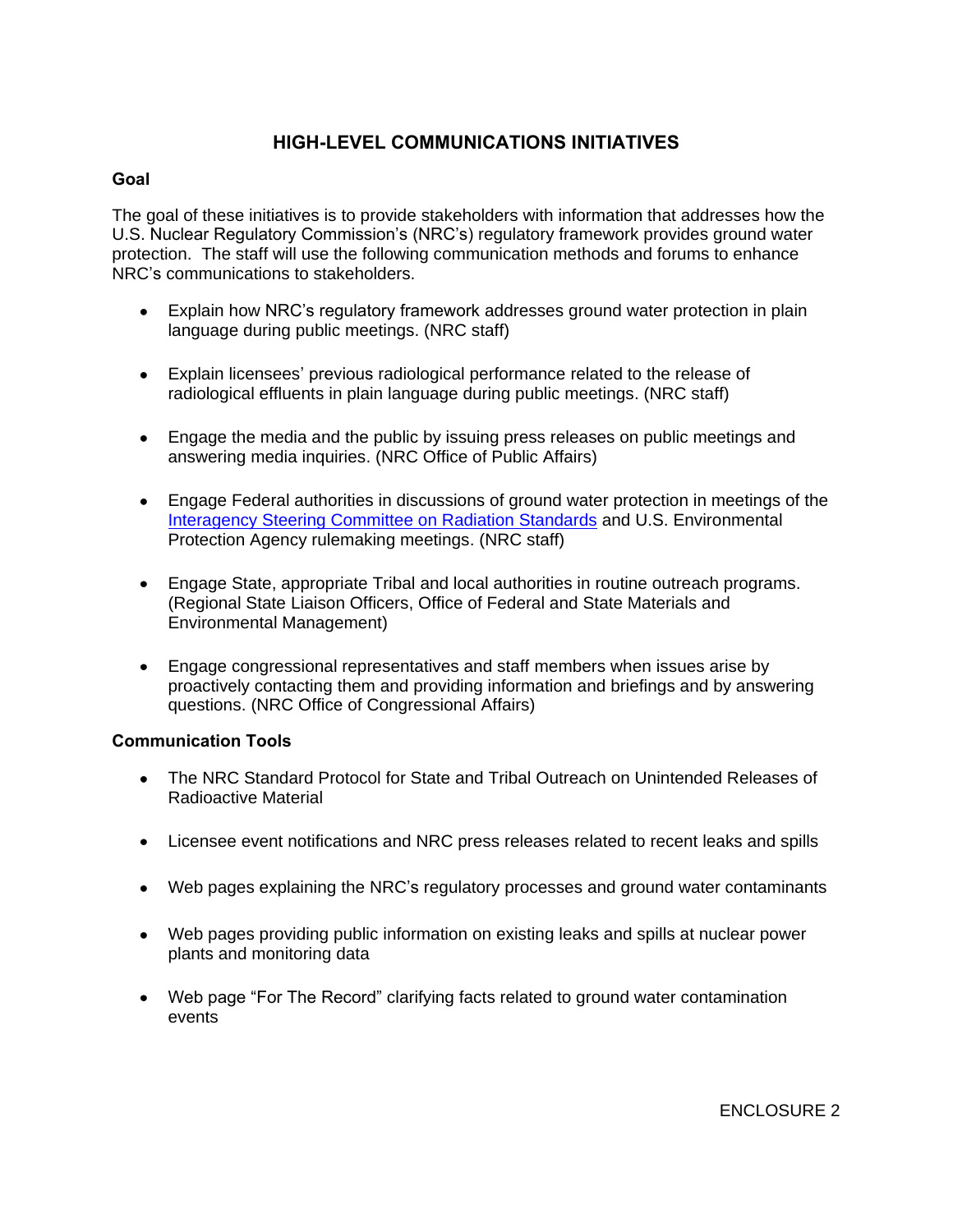# HIGH-LEVEL COMMUNICATIONS INITIATIVES

**Goal**

The goal of these initiatives is to provide stakeholders with information that addresses how the U.S. Nuclear Regulatory Commission's (NRC's) regulatory framework provides ground water protection. The staff will use the following communication methods and forums to enhance NRC's communications to stakeholders.

- Explain how NRC's regulatory framework addresses ground water protection in plain language during public meetings. (NRC staff)
- Explain licensees' previous radiological performance related to the release of radiological effluents in plain language during public meetings. (NRC staff)
- Engage the media and the public by issuing press releases on public meetings and answering media inquiries. (NRC Office of Public Affairs)
- Engage Federal authorities in discussions of ground water protection in meetings of the Interagency Steering Committee on Radiation Standards and U.S. Environmental Protection Agency rulemaking meetings. (NRC staff)
- Engage State, appropriate Tribal and local authorities in routine outreach programs. (Regional State Liaison Officers, Office of Federal and State Materials and Environmental Management)
- Engage congressional representatives and staff members when issues arise by proactively contacting them and providing information and briefings and by answering questions. (NRC Office of Congressional Affairs)

**Communication Tools**

- The NRC Standard Protocol for State and Tribal Outreach on Unintended Releases of Radioactive Material
- Licensee event notifications and NRC press releases related to recent leaks and spills
- Web pages explaining the NRC's regulatory processes and ground water contaminants
- Web pages providing public information on existing leaks and spills at nuclear power plants and monitoring data
- Web page "For The Record" clarifying facts related to ground water contamination events

ENCLOSURE 2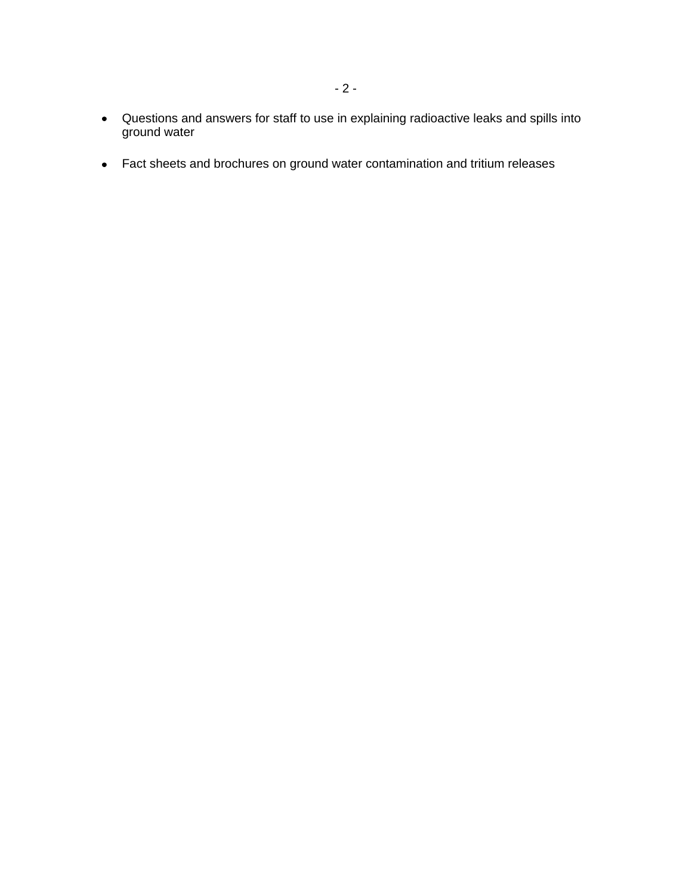- Questions and answers for staff to use in explaining radioactive leaks and spills into ground water
- Fact sheets and brochures on ground water contamination and tritium releases